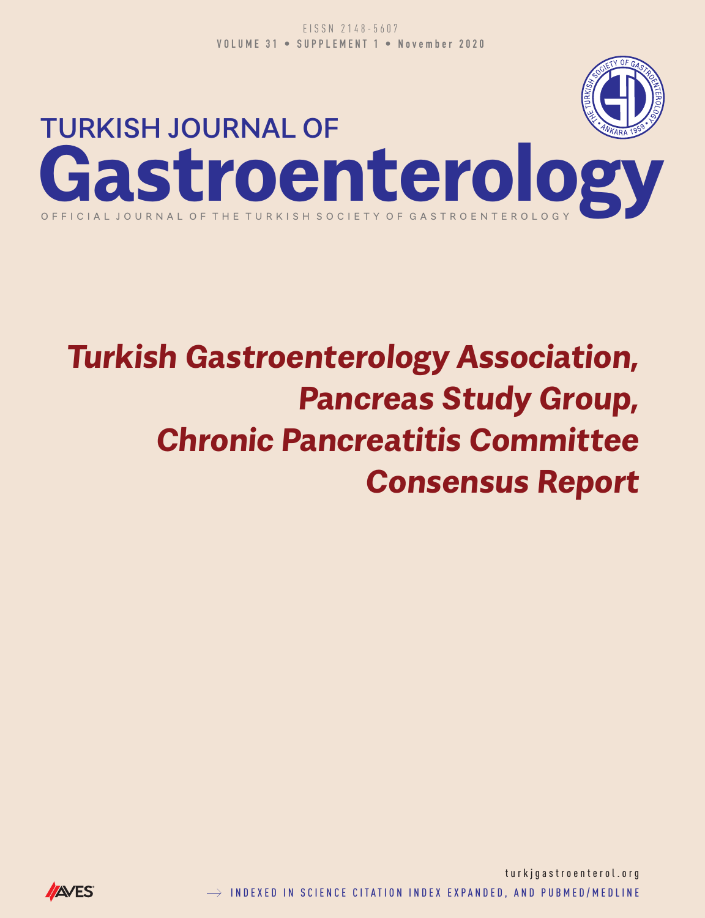EISSN 2148-5607

VOLUME 31 • SUPPLEMENT 1 • November 2020

# TURKISH JOURNAL OF Gastroenterology

OFFICIAL JOURNAL OF THE TURKISH SOCIETY OF GASTROENTEROLOGY

## *Turkish Gastroenterology Association, Pancreas Study Group, Chronic Pancreatitis Committee Consensus Report*

turkjgastroenterol.org

→ INDEXED IN SCIENCE CITATION INDEX EXPANDED, AND PUBMED/MEDLINE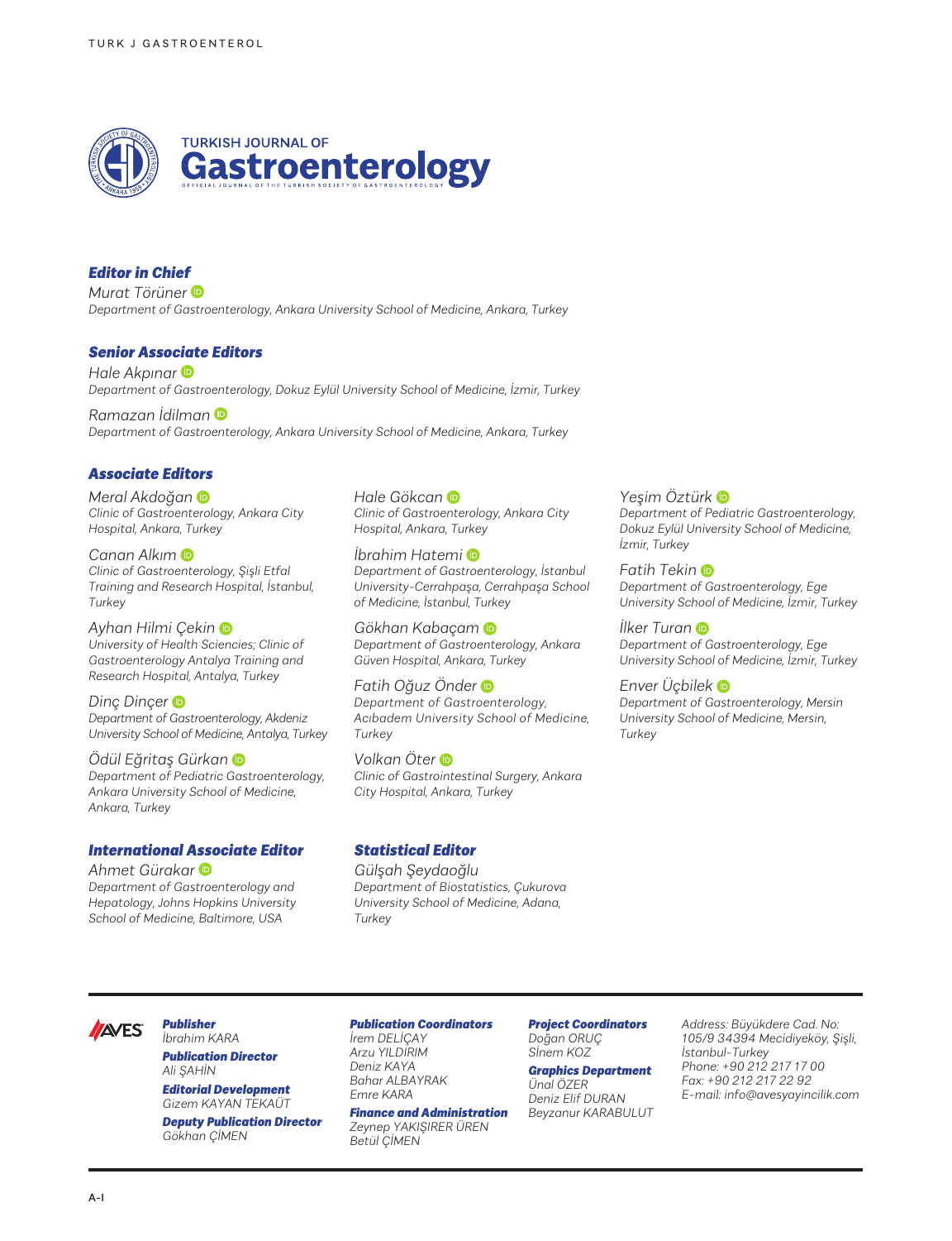# TURKISH JOURNAL OF Gastroenterology

OFFICIAL JOURNAL OF THE TURKISH SOCIETY OF GASTROENTEROLOGY

## Editor in Chief

*Murat Törüner*
*Department of Gastroenterology, Ankara University School of Medicine, Ankara, Turkey*

## Senior Associate Editors

*Hale Akpınar*
*Department of Gastroenterology, Dokuz Eylül University School of Medicine, İzmir, Turkey*

*Ramazan İdilman*
*Department of Gastroenterology, Ankara University School of Medicine, Ankara, Turkey*

## Associate Editors

*Meral Akdoğan*
*Clinic of Gastroenterology, Ankara City Hospital, Ankara, Turkey*

*Canan Alkım*
*Clinic of Gastroenterology, Şişli Etfal Training and Research Hospital, İstanbul, Turkey*

*Ayhan Hilmi Çekin*
*University of Health Sciencies; Clinic of Gastroenterology Antalya Training and Research Hospital, Antalya, Turkey*

*Dinç Dinçer*
*Department of Gastroenterology, Akdeniz University School of Medicine, Antalya, Turkey*

*Ödül Eğritaş Gürkan*
*Department of Pediatric Gastroenterology, Ankara University School of Medicine, Ankara, Turkey*

*Hale Gökcan*
*Clinic of Gastroenterology, Ankara City Hospital, Ankara, Turkey*

*İbrahim Hatemi*
*Department of Gastroenterology, İstanbul University-Cerrahpaşa, Cerrahpaşa School of Medicine, İstanbul, Turkey*

*Gökhan Kabaçam*
*Department of Gastroenterology, Ankara Güven Hospital, Ankara, Turkey*

*Fatih Oğuz Önder*
*Department of Gastroenterology, Acıbadem University School of Medicine, Turkey*

*Volkan Öter*
*Clinic of Gastrointestinal Surgery, Ankara City Hospital, Ankara, Turkey*

*Yeşim Öztürk*
*Department of Pediatric Gastroenterology, Dokuz Eylül University School of Medicine, İzmir, Turkey*

*Fatih Tekin*
*Department of Gastroenterology, Ege University School of Medicine, İzmir, Turkey*

*İlker Turan*
*Department of Gastroenterology, Ege University School of Medicine, İzmir, Turkey*

*Enver Üçbilek*
*Department of Gastroenterology, Mersin University School of Medicine, Mersin, Turkey*

## International Associate Editor

*Ahmet Gürakar*
*Department of Gastroenterology and Hepatology, Johns Hopkins University School of Medicine, Baltimore, USA*

## Statistical Editor

*Gülşah Şeydaoğlu*
*Department of Biostatistics, Çukurova University School of Medicine, Adana, Turkey*

---

AVES

***Publisher***
*İbrahim KARA*

***Publication Director***
*Ali ŞAHİN*

***Editorial Development***
*Gizem KAYAN TEKAÜT*

***Deputy Publication Director***
*Gökhan ÇİMEN*

***Publication Coordinators***
*İrem DELİÇAY*
*Arzu YILDIRIM*
*Deniz KAYA*
*Bahar ALBAYRAK*
*Emre KARA*

***Finance and Administration***
*Zeynep YAKIŞIRER ÜREN*
*Betül ÇİMEN*

***Project Coordinators***
*Doğan ORUÇ*
*Sinem KOZ*

***Graphics Department***
*Ünal ÖZER*
*Deniz Elif DURAN*
*Beyzanur KARABULUT*

*Address: Büyükdere Cad. No: 105/9 34394 Mecidiyeköy, Şişli, İstanbul-Turkey*
*Phone: +90 212 217 17 00*
*Fax: +90 212 217 22 92*
*E-mail: info@avesyayincilik.com*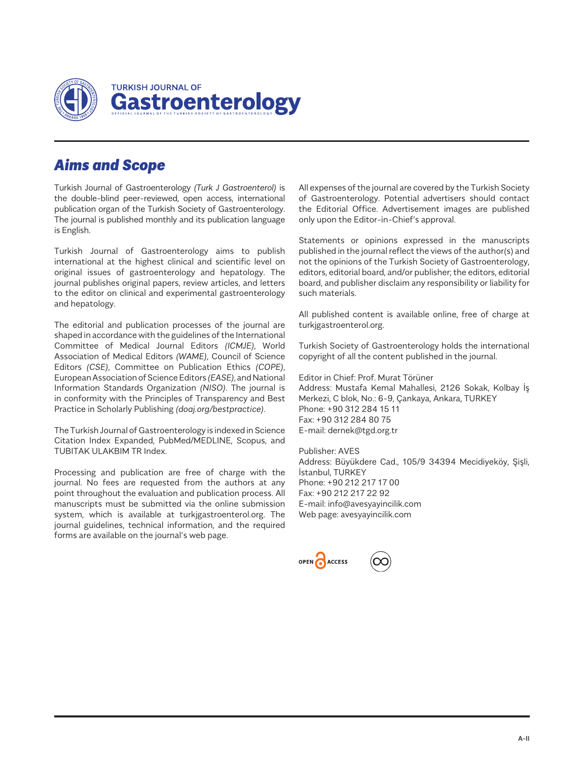# Aims and Scope

Turkish Journal of Gastroenterology *(Turk J Gastroenterol)* is the double-blind peer-reviewed, open access, international publication organ of the Turkish Society of Gastroenterology. The journal is published monthly and its publication language is English.

Turkish Journal of Gastroenterology aims to publish international at the highest clinical and scientific level on original issues of gastroenterology and hepatology. The journal publishes original papers, review articles, and letters to the editor on clinical and experimental gastroenterology and hepatology.

The editorial and publication processes of the journal are shaped in accordance with the guidelines of the International Committee of Medical Journal Editors *(ICMJE)*, World Association of Medical Editors *(WAME)*, Council of Science Editors *(CSE)*, Committee on Publication Ethics *(COPE)*, European Association of Science Editors *(EASE)*, and National Information Standards Organization *(NISO)*. The journal is in conformity with the Principles of Transparency and Best Practice in Scholarly Publishing *(doaj.org/bestpractice)*.

The Turkish Journal of Gastroenterology is indexed in Science Citation Index Expanded, PubMed/MEDLINE, Scopus, and TUBITAK ULAKBIM TR Index.

Processing and publication are free of charge with the journal. No fees are requested from the authors at any point throughout the evaluation and publication process. All manuscripts must be submitted via the online submission system, which is available at turkjgastroenterol.org. The journal guidelines, technical information, and the required forms are available on the journal's web page.

All expenses of the journal are covered by the Turkish Society of Gastroenterology. Potential advertisers should contact the Editorial Office. Advertisement images are published only upon the Editor-in-Chief's approval.

Statements or opinions expressed in the manuscripts published in the journal reflect the views of the author(s) and not the opinions of the Turkish Society of Gastroenterology, editors, editorial board, and/or publisher; the editors, editorial board, and publisher disclaim any responsibility or liability for such materials.

All published content is available online, free of charge at turkjgastroenterol.org.

Turkish Society of Gastroenterology holds the international copyright of all the content published in the journal.

Editor in Chief: Prof. Murat Törüner
Address: Mustafa Kemal Mahallesi, 2126 Sokak, Kolbay İş Merkezi, C blok, No.: 6-9, Çankaya, Ankara, TURKEY
Phone: +90 312 284 15 11
Fax: +90 312 284 80 75
E-mail: dernek@tgd.org.tr

Publisher: AVES
Address: Büyükdere Cad., 105/9 34394 Mecidiyeköy, Şişli, İstanbul, TURKEY
Phone: +90 212 217 17 00
Fax: +90 212 217 22 92
E-mail: info@avesyayincilik.com
Web page: avesyayincilik.com

OPEN ACCESS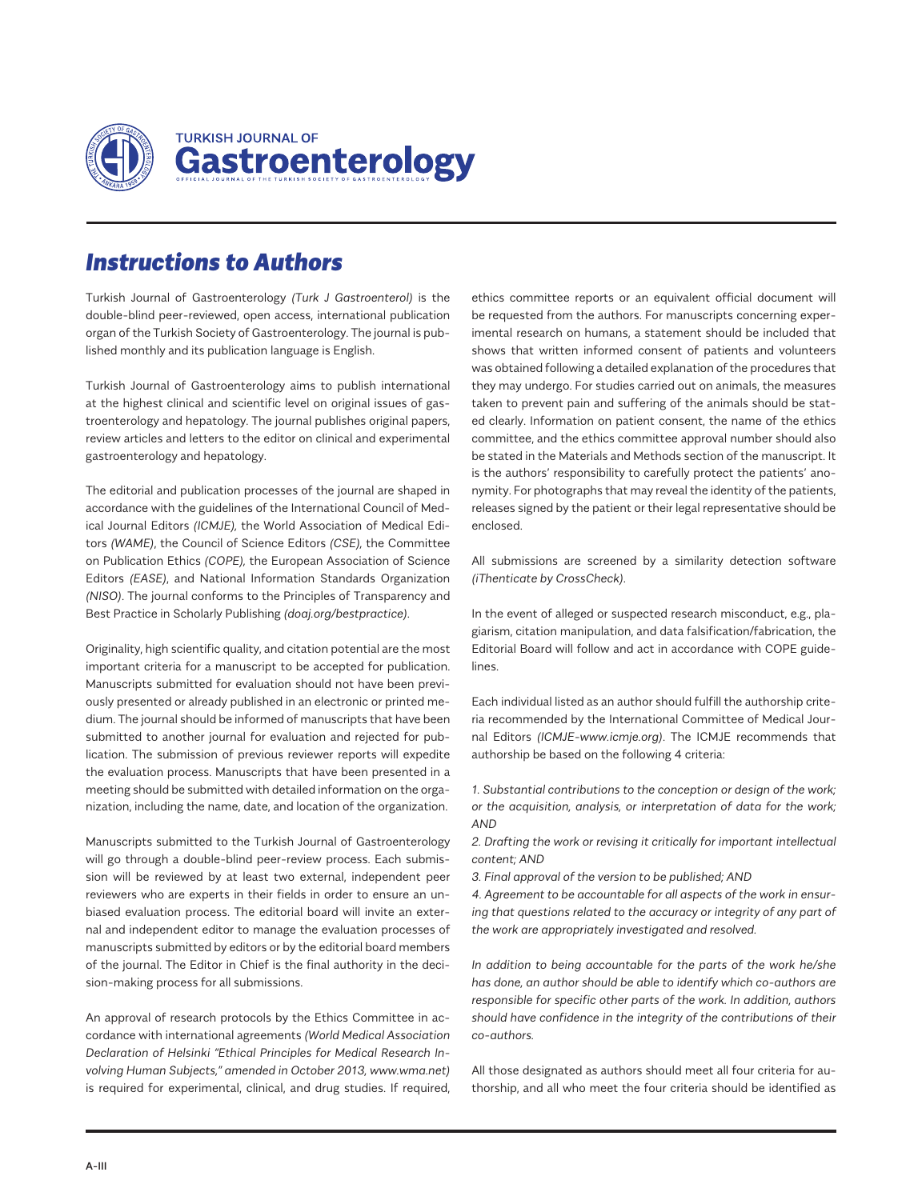# Instructions to Authors

Turkish Journal of Gastroenterology *(Turk J Gastroenterol)* is the double-blind peer-reviewed, open access, international publication organ of the Turkish Society of Gastroenterology. The journal is published monthly and its publication language is English.

Turkish Journal of Gastroenterology aims to publish international at the highest clinical and scientific level on original issues of gastroenterology and hepatology. The journal publishes original papers, review articles and letters to the editor on clinical and experimental gastroenterology and hepatology.

The editorial and publication processes of the journal are shaped in accordance with the guidelines of the International Council of Medical Journal Editors *(ICMJE)*, the World Association of Medical Editors *(WAME)*, the Council of Science Editors *(CSE)*, the Committee on Publication Ethics *(COPE)*, the European Association of Science Editors *(EASE)*, and National Information Standards Organization *(NISO)*. The journal conforms to the Principles of Transparency and Best Practice in Scholarly Publishing *(doaj.org/bestpractice)*.

Originality, high scientific quality, and citation potential are the most important criteria for a manuscript to be accepted for publication. Manuscripts submitted for evaluation should not have been previously presented or already published in an electronic or printed medium. The journal should be informed of manuscripts that have been submitted to another journal for evaluation and rejected for publication. The submission of previous reviewer reports will expedite the evaluation process. Manuscripts that have been presented in a meeting should be submitted with detailed information on the organization, including the name, date, and location of the organization.

Manuscripts submitted to the Turkish Journal of Gastroenterology will go through a double-blind peer-review process. Each submission will be reviewed by at least two external, independent peer reviewers who are experts in their fields in order to ensure an unbiased evaluation process. The editorial board will invite an external and independent editor to manage the evaluation processes of manuscripts submitted by editors or by the editorial board members of the journal. The Editor in Chief is the final authority in the decision-making process for all submissions.

An approval of research protocols by the Ethics Committee in accordance with international agreements *(World Medical Association Declaration of Helsinki "Ethical Principles for Medical Research Involving Human Subjects," amended in October 2013, www.wma.net)* is required for experimental, clinical, and drug studies. If required, ethics committee reports or an equivalent official document will be requested from the authors. For manuscripts concerning experimental research on humans, a statement should be included that shows that written informed consent of patients and volunteers was obtained following a detailed explanation of the procedures that they may undergo. For studies carried out on animals, the measures taken to prevent pain and suffering of the animals should be stated clearly. Information on patient consent, the name of the ethics committee, and the ethics committee approval number should also be stated in the Materials and Methods section of the manuscript. It is the authors' responsibility to carefully protect the patients' anonymity. For photographs that may reveal the identity of the patients, releases signed by the patient or their legal representative should be enclosed.

All submissions are screened by a similarity detection software *(iThenticate by CrossCheck)*.

In the event of alleged or suspected research misconduct, e.g., plagiarism, citation manipulation, and data falsification/fabrication, the Editorial Board will follow and act in accordance with COPE guidelines.

Each individual listed as an author should fulfill the authorship criteria recommended by the International Committee of Medical Journal Editors *(ICMJE-www.icmje.org)*. The ICMJE recommends that authorship be based on the following 4 criteria:

*1. Substantial contributions to the conception or design of the work; or the acquisition, analysis, or interpretation of data for the work; AND*

*2. Drafting the work or revising it critically for important intellectual content; AND*

*3. Final approval of the version to be published; AND*

*4. Agreement to be accountable for all aspects of the work in ensuring that questions related to the accuracy or integrity of any part of the work are appropriately investigated and resolved.*

*In addition to being accountable for the parts of the work he/she has done, an author should be able to identify which co-authors are responsible for specific other parts of the work. In addition, authors should have confidence in the integrity of the contributions of their co-authors.*

All those designated as authors should meet all four criteria for authorship, and all who meet the four criteria should be identified as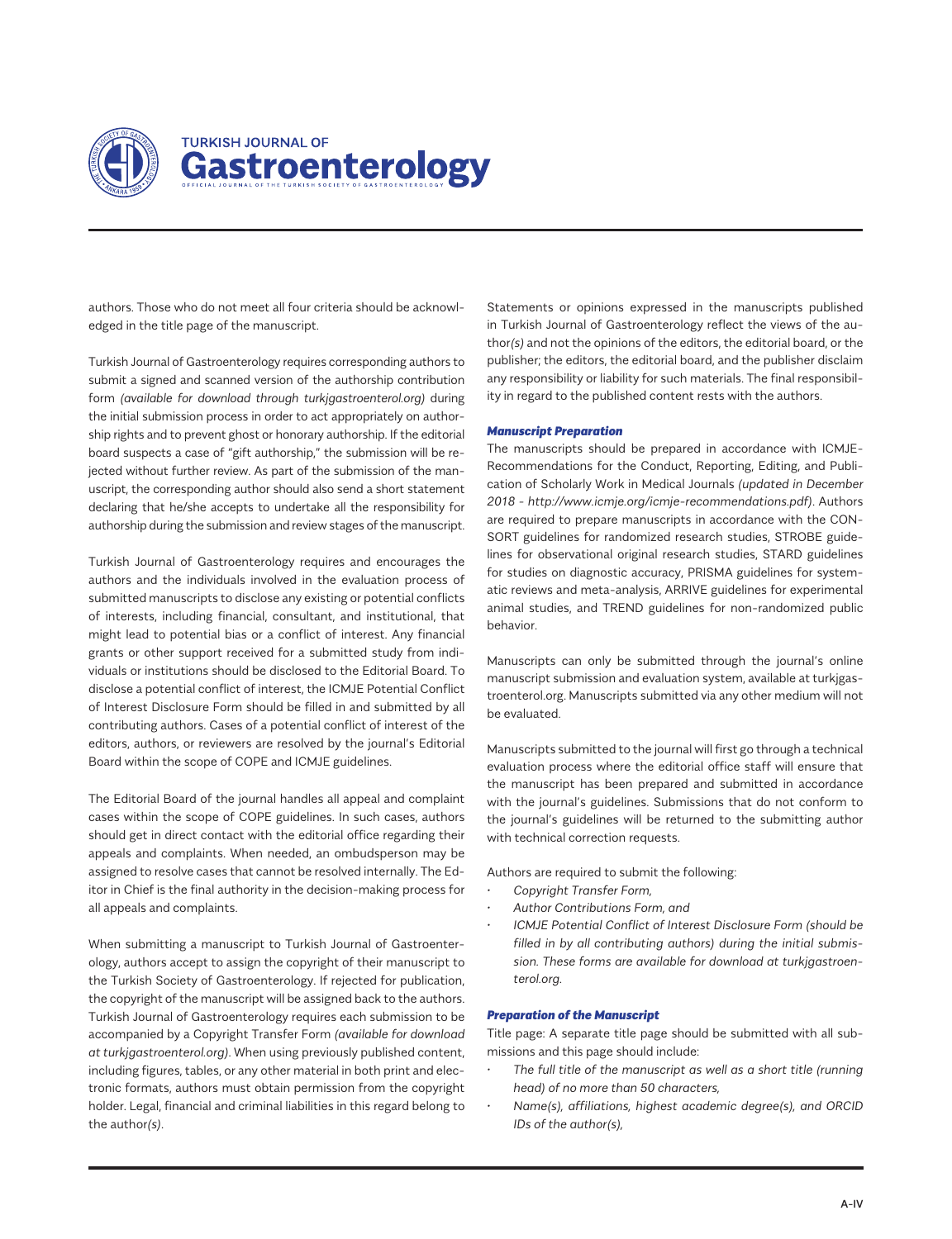authors. Those who do not meet all four criteria should be acknowledged in the title page of the manuscript.

Turkish Journal of Gastroenterology requires corresponding authors to submit a signed and scanned version of the authorship contribution form *(available for download through turkjgastroenterol.org)* during the initial submission process in order to act appropriately on authorship rights and to prevent ghost or honorary authorship. If the editorial board suspects a case of "gift authorship," the submission will be rejected without further review. As part of the submission of the manuscript, the corresponding author should also send a short statement declaring that he/she accepts to undertake all the responsibility for authorship during the submission and review stages of the manuscript.

Turkish Journal of Gastroenterology requires and encourages the authors and the individuals involved in the evaluation process of submitted manuscripts to disclose any existing or potential conflicts of interests, including financial, consultant, and institutional, that might lead to potential bias or a conflict of interest. Any financial grants or other support received for a submitted study from individuals or institutions should be disclosed to the Editorial Board. To disclose a potential conflict of interest, the ICMJE Potential Conflict of Interest Disclosure Form should be filled in and submitted by all contributing authors. Cases of a potential conflict of interest of the editors, authors, or reviewers are resolved by the journal's Editorial Board within the scope of COPE and ICMJE guidelines.

The Editorial Board of the journal handles all appeal and complaint cases within the scope of COPE guidelines. In such cases, authors should get in direct contact with the editorial office regarding their appeals and complaints. When needed, an ombudsperson may be assigned to resolve cases that cannot be resolved internally. The Editor in Chief is the final authority in the decision-making process for all appeals and complaints.

When submitting a manuscript to Turkish Journal of Gastroenterology, authors accept to assign the copyright of their manuscript to the Turkish Society of Gastroenterology. If rejected for publication, the copyright of the manuscript will be assigned back to the authors. Turkish Journal of Gastroenterology requires each submission to be accompanied by a Copyright Transfer Form *(available for download at turkjgastroenterol.org)*. When using previously published content, including figures, tables, or any other material in both print and electronic formats, authors must obtain permission from the copyright holder. Legal, financial and criminal liabilities in this regard belong to the author*(s)*.

Statements or opinions expressed in the manuscripts published in Turkish Journal of Gastroenterology reflect the views of the author*(s)* and not the opinions of the editors, the editorial board, or the publisher; the editors, the editorial board, and the publisher disclaim any responsibility or liability for such materials. The final responsibility in regard to the published content rests with the authors.

### Manuscript Preparation

The manuscripts should be prepared in accordance with ICMJE-Recommendations for the Conduct, Reporting, Editing, and Publication of Scholarly Work in Medical Journals *(updated in December 2018 - http://www.icmje.org/icmje-recommendations.pdf)*. Authors are required to prepare manuscripts in accordance with the CONSORT guidelines for randomized research studies, STROBE guidelines for observational original research studies, STARD guidelines for studies on diagnostic accuracy, PRISMA guidelines for systematic reviews and meta-analysis, ARRIVE guidelines for experimental animal studies, and TREND guidelines for non-randomized public behavior.

Manuscripts can only be submitted through the journal's online manuscript submission and evaluation system, available at turkjgastroenterol.org. Manuscripts submitted via any other medium will not be evaluated.

Manuscripts submitted to the journal will first go through a technical evaluation process where the editorial office staff will ensure that the manuscript has been prepared and submitted in accordance with the journal's guidelines. Submissions that do not conform to the journal's guidelines will be returned to the submitting author with technical correction requests.

Authors are required to submit the following:

- *Copyright Transfer Form,*
- *Author Contributions Form, and*
- *ICMJE Potential Conflict of Interest Disclosure Form (should be filled in by all contributing authors) during the initial submission. These forms are available for download at turkjgastroenterol.org.*

### Preparation of the Manuscript

Title page: A separate title page should be submitted with all submissions and this page should include:

- *The full title of the manuscript as well as a short title (running head) of no more than 50 characters,*
- *Name(s), affiliations, highest academic degree(s), and ORCID IDs of the author(s),*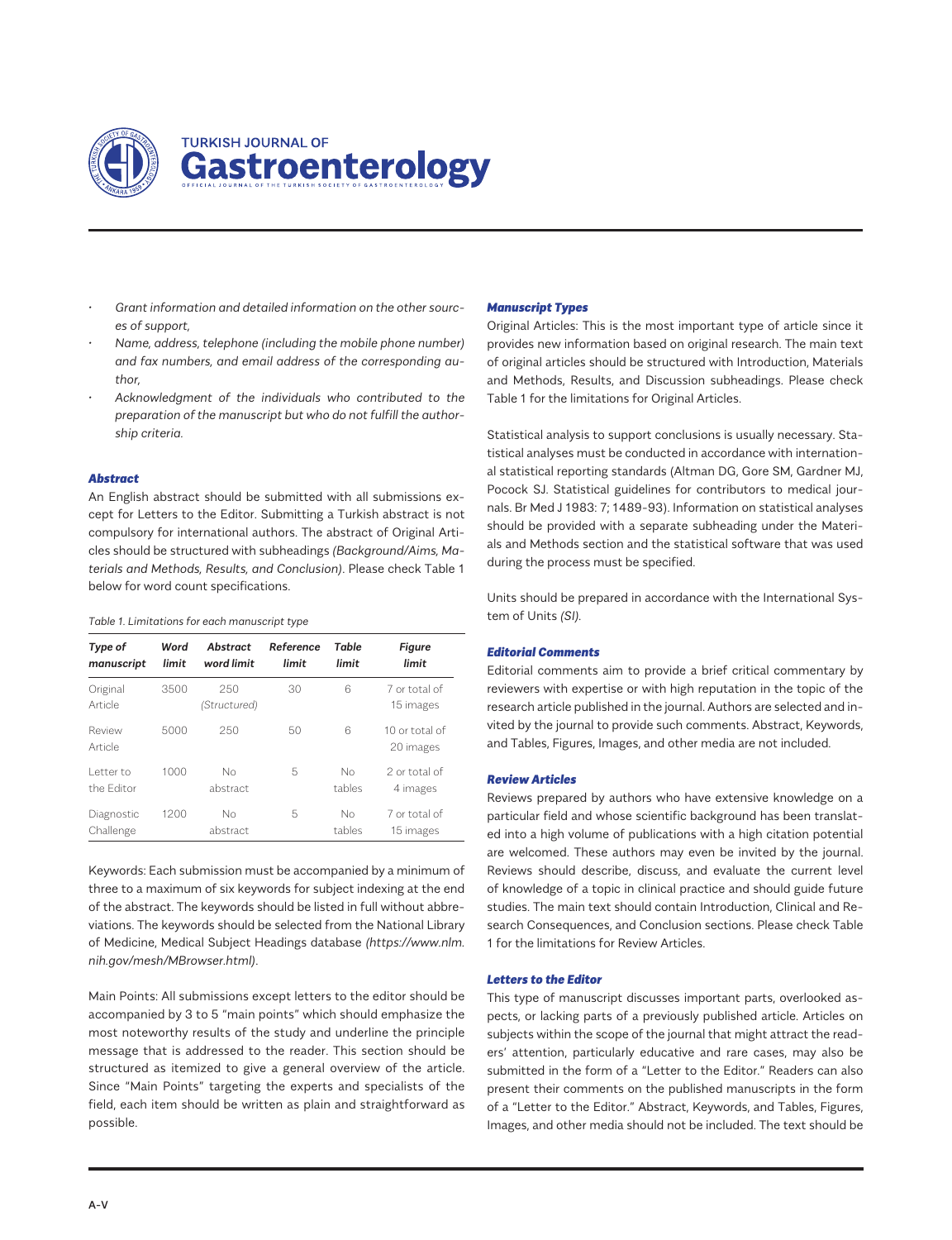- *Grant information and detailed information on the other sources of support,*
- *Name, address, telephone (including the mobile phone number) and fax numbers, and email address of the corresponding author,*
- *Acknowledgment of the individuals who contributed to the preparation of the manuscript but who do not fulfill the authorship criteria.*

### *Abstract*

An English abstract should be submitted with all submissions except for Letters to the Editor. Submitting a Turkish abstract is not compulsory for international authors. The abstract of Original Articles should be structured with subheadings *(Background/Aims, Materials and Methods, Results, and Conclusion)*. Please check Table 1 below for word count specifications.

*Table 1. Limitations for each manuscript type*

| *Type of manuscript* | *Word limit* | *Abstract word limit* | *Reference limit* | *Table limit* | *Figure limit* |
|---|---|---|---|---|---|
| Original Article | 3500 | 250 *(Structured)* | 30 | 6 | 7 or total of 15 images |
| Review Article | 5000 | 250 | 50 | 6 | 10 or total of 20 images |
| Letter to the Editor | 1000 | No abstract | 5 | No tables | 2 or total of 4 images |
| Diagnostic Challenge | 1200 | No abstract | 5 | No tables | 7 or total of 15 images |

Keywords: Each submission must be accompanied by a minimum of three to a maximum of six keywords for subject indexing at the end of the abstract. The keywords should be listed in full without abbreviations. The keywords should be selected from the National Library of Medicine, Medical Subject Headings database *(https://www.nlm.nih.gov/mesh/MBrowser.html)*.

Main Points: All submissions except letters to the editor should be accompanied by 3 to 5 "main points" which should emphasize the most noteworthy results of the study and underline the principle message that is addressed to the reader. This section should be structured as itemized to give a general overview of the article. Since "Main Points" targeting the experts and specialists of the field, each item should be written as plain and straightforward as possible.

### *Manuscript Types*

Original Articles: This is the most important type of article since it provides new information based on original research. The main text of original articles should be structured with Introduction, Materials and Methods, Results, and Discussion subheadings. Please check Table 1 for the limitations for Original Articles.

Statistical analysis to support conclusions is usually necessary. Statistical analyses must be conducted in accordance with international statistical reporting standards (Altman DG, Gore SM, Gardner MJ, Pocock SJ. Statistical guidelines for contributors to medical journals. Br Med J 1983: 7; 1489-93). Information on statistical analyses should be provided with a separate subheading under the Materials and Methods section and the statistical software that was used during the process must be specified.

Units should be prepared in accordance with the International System of Units *(SI)*.

### *Editorial Comments*

Editorial comments aim to provide a brief critical commentary by reviewers with expertise or with high reputation in the topic of the research article published in the journal. Authors are selected and invited by the journal to provide such comments. Abstract, Keywords, and Tables, Figures, Images, and other media are not included.

### *Review Articles*

Reviews prepared by authors who have extensive knowledge on a particular field and whose scientific background has been translated into a high volume of publications with a high citation potential are welcomed. These authors may even be invited by the journal. Reviews should describe, discuss, and evaluate the current level of knowledge of a topic in clinical practice and should guide future studies. The main text should contain Introduction, Clinical and Research Consequences, and Conclusion sections. Please check Table 1 for the limitations for Review Articles.

### *Letters to the Editor*

This type of manuscript discusses important parts, overlooked aspects, or lacking parts of a previously published article. Articles on subjects within the scope of the journal that might attract the readers' attention, particularly educative and rare cases, may also be submitted in the form of a "Letter to the Editor." Readers can also present their comments on the published manuscripts in the form of a "Letter to the Editor." Abstract, Keywords, and Tables, Figures, Images, and other media should not be included. The text should be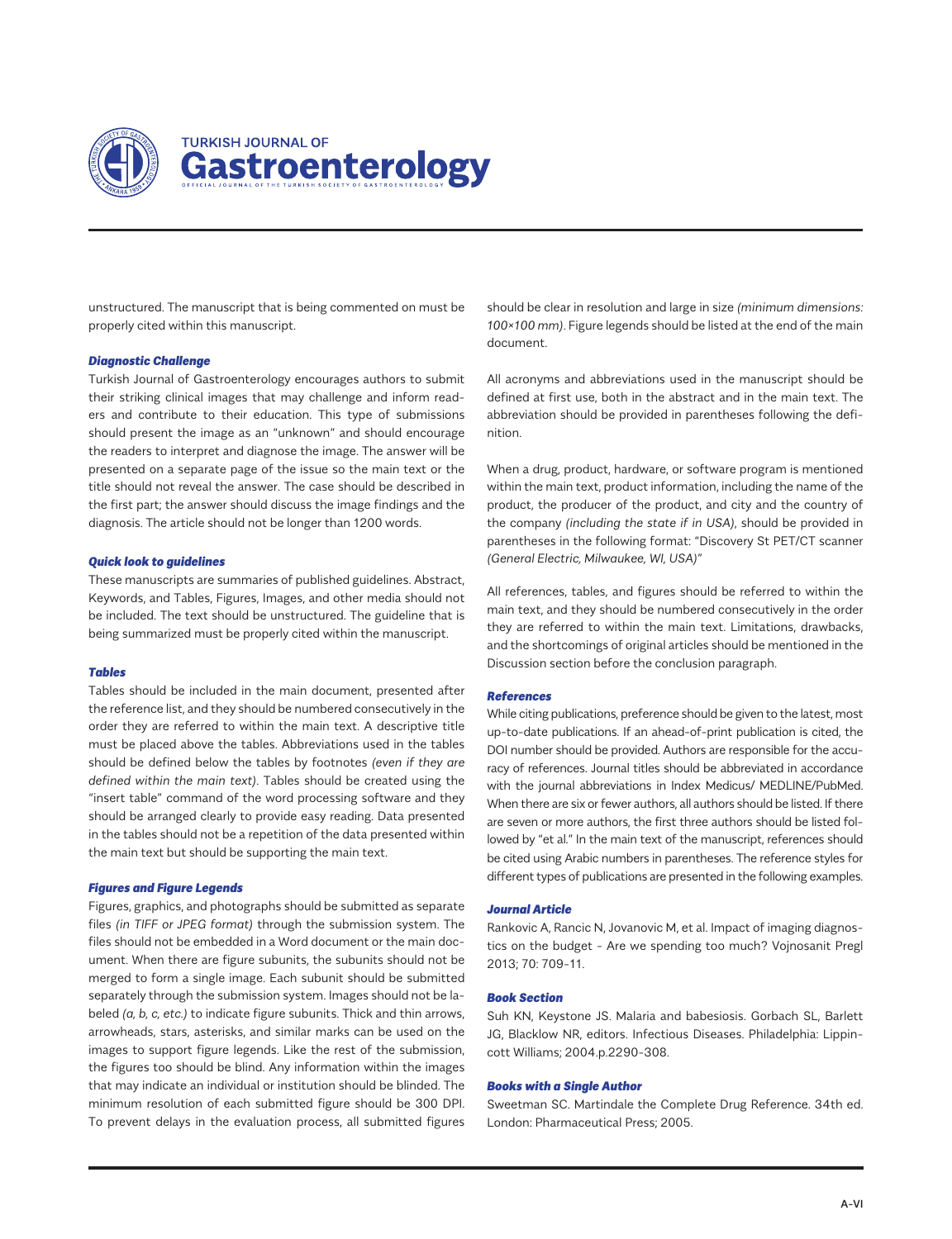unstructured. The manuscript that is being commented on must be properly cited within this manuscript.

### *Diagnostic Challenge*

Turkish Journal of Gastroenterology encourages authors to submit their striking clinical images that may challenge and inform readers and contribute to their education. This type of submissions should present the image as an "unknown" and should encourage the readers to interpret and diagnose the image. The answer will be presented on a separate page of the issue so the main text or the title should not reveal the answer. The case should be described in the first part; the answer should discuss the image findings and the diagnosis. The article should not be longer than 1200 words.

### *Quick look to guidelines*

These manuscripts are summaries of published guidelines. Abstract, Keywords, and Tables, Figures, Images, and other media should not be included. The text should be unstructured. The guideline that is being summarized must be properly cited within the manuscript.

### *Tables*

Tables should be included in the main document, presented after the reference list, and they should be numbered consecutively in the order they are referred to within the main text. A descriptive title must be placed above the tables. Abbreviations used in the tables should be defined below the tables by footnotes *(even if they are defined within the main text)*. Tables should be created using the "insert table" command of the word processing software and they should be arranged clearly to provide easy reading. Data presented in the tables should not be a repetition of the data presented within the main text but should be supporting the main text.

### *Figures and Figure Legends*

Figures, graphics, and photographs should be submitted as separate files *(in TIFF or JPEG format)* through the submission system. The files should not be embedded in a Word document or the main document. When there are figure subunits, the subunits should not be merged to form a single image. Each subunit should be submitted separately through the submission system. Images should not be labeled *(a, b, c, etc.)* to indicate figure subunits. Thick and thin arrows, arrowheads, stars, asterisks, and similar marks can be used on the images to support figure legends. Like the rest of the submission, the figures too should be blind. Any information within the images that may indicate an individual or institution should be blinded. The minimum resolution of each submitted figure should be 300 DPI. To prevent delays in the evaluation process, all submitted figures should be clear in resolution and large in size *(minimum dimensions: 100×100 mm)*. Figure legends should be listed at the end of the main document.

All acronyms and abbreviations used in the manuscript should be defined at first use, both in the abstract and in the main text. The abbreviation should be provided in parentheses following the definition.

When a drug, product, hardware, or software program is mentioned within the main text, product information, including the name of the product, the producer of the product, and city and the country of the company *(including the state if in USA)*, should be provided in parentheses in the following format: "Discovery St PET/CT scanner *(General Electric, Milwaukee, WI, USA)*"

All references, tables, and figures should be referred to within the main text, and they should be numbered consecutively in the order they are referred to within the main text. Limitations, drawbacks, and the shortcomings of original articles should be mentioned in the Discussion section before the conclusion paragraph.

### *References*

While citing publications, preference should be given to the latest, most up-to-date publications. If an ahead-of-print publication is cited, the DOI number should be provided. Authors are responsible for the accuracy of references. Journal titles should be abbreviated in accordance with the journal abbreviations in Index Medicus/ MEDLINE/PubMed. When there are six or fewer authors, all authors should be listed. If there are seven or more authors, the first three authors should be listed followed by "et al." In the main text of the manuscript, references should be cited using Arabic numbers in parentheses. The reference styles for different types of publications are presented in the following examples.

### *Journal Article*

Rankovic A, Rancic N, Jovanovic M, et al. Impact of imaging diagnostics on the budget - Are we spending too much? Vojnosanit Pregl 2013; 70: 709-11.

### *Book Section*

Suh KN, Keystone JS. Malaria and babesiosis. Gorbach SL, Barlett JG, Blacklow NR, editors. Infectious Diseases. Philadelphia: Lippincott Williams; 2004.p.2290-308.

### *Books with a Single Author*

Sweetman SC. Martindale the Complete Drug Reference. 34th ed. London: Pharmaceutical Press; 2005.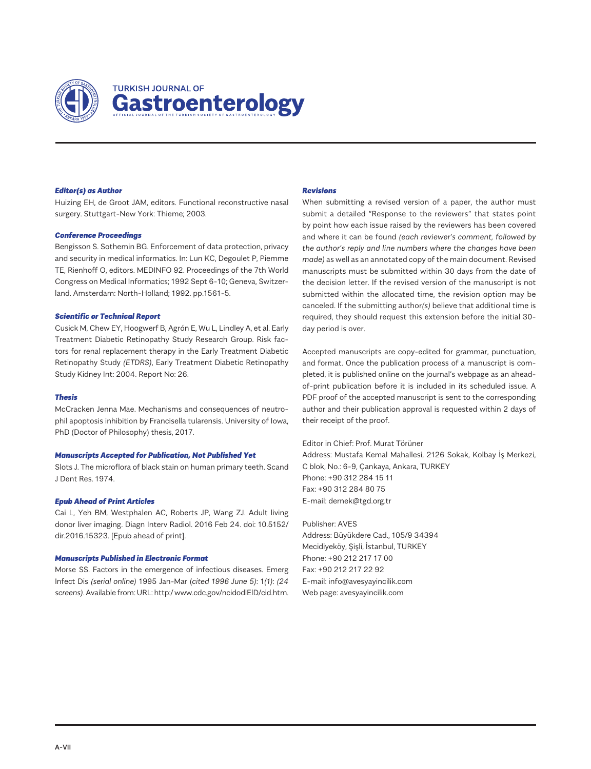***Editor(s) as Author***

Huizing EH, de Groot JAM, editors. Functional reconstructive nasal surgery. Stuttgart-New York: Thieme; 2003.

***Conference Proceedings***

Bengisson S. Sothemin BG. Enforcement of data protection, privacy and security in medical informatics. In: Lun KC, Degoulet P, Piemme TE, Rienhoff O, editors. MEDINFO 92. Proceedings of the 7th World Congress on Medical Informatics; 1992 Sept 6-10; Geneva, Switzerland. Amsterdam: North-Holland; 1992. pp.1561-5.

***Scientific or Technical Report***

Cusick M, Chew EY, Hoogwerf B, Agrón E, Wu L, Lindley A, et al. Early Treatment Diabetic Retinopathy Study Research Group. Risk factors for renal replacement therapy in the Early Treatment Diabetic Retinopathy Study *(ETDRS)*, Early Treatment Diabetic Retinopathy Study Kidney Int: 2004. Report No: 26.

***Thesis***

McCracken Jenna Mae. Mechanisms and consequences of neutrophil apoptosis inhibition by Francisella tularensis. University of Iowa, PhD (Doctor of Philosophy) thesis, 2017.

***Manuscripts Accepted for Publication, Not Published Yet***

Slots J. The microflora of black stain on human primary teeth. Scand J Dent Res. 1974.

***Epub Ahead of Print Articles***

Cai L, Yeh BM, Westphalen AC, Roberts JP, Wang ZJ. Adult living donor liver imaging. Diagn Interv Radiol. 2016 Feb 24. doi: 10.5152/dir.2016.15323. [Epub ahead of print].

***Manuscripts Published in Electronic Format***

Morse SS. Factors in the emergence of infectious diseases. Emerg Infect Dis *(serial online)* 1995 Jan-Mar (*cited 1996 June 5*): 1*(1)*: *(24 screens)*. Available from: URL: http:/ www.cdc.gov/ncidodlEID/cid.htm.

***Revisions***

When submitting a revised version of a paper, the author must submit a detailed "Response to the reviewers" that states point by point how each issue raised by the reviewers has been covered and where it can be found *(each reviewer's comment, followed by the author's reply and line numbers where the changes have been made)* as well as an annotated copy of the main document. Revised manuscripts must be submitted within 30 days from the date of the decision letter. If the revised version of the manuscript is not submitted within the allocated time, the revision option may be canceled. If the submitting author*(s)* believe that additional time is required, they should request this extension before the initial 30-day period is over.

Accepted manuscripts are copy-edited for grammar, punctuation, and format. Once the publication process of a manuscript is completed, it is published online on the journal's webpage as an ahead-of-print publication before it is included in its scheduled issue. A PDF proof of the accepted manuscript is sent to the corresponding author and their publication approval is requested within 2 days of their receipt of the proof.

Editor in Chief: Prof. Murat Törüner
Address: Mustafa Kemal Mahallesi, 2126 Sokak, Kolbay İş Merkezi, C blok, No.: 6-9, Çankaya, Ankara, TURKEY
Phone: +90 312 284 15 11
Fax: +90 312 284 80 75
E-mail: dernek@tgd.org.tr

Publisher: AVES
Address: Büyükdere Cad., 105/9 34394
Mecidiyeköy, Şişli, İstanbul, TURKEY
Phone: +90 212 217 17 00
Fax: +90 212 217 22 92
E-mail: info@avesyayincilik.com
Web page: avesyayincilik.com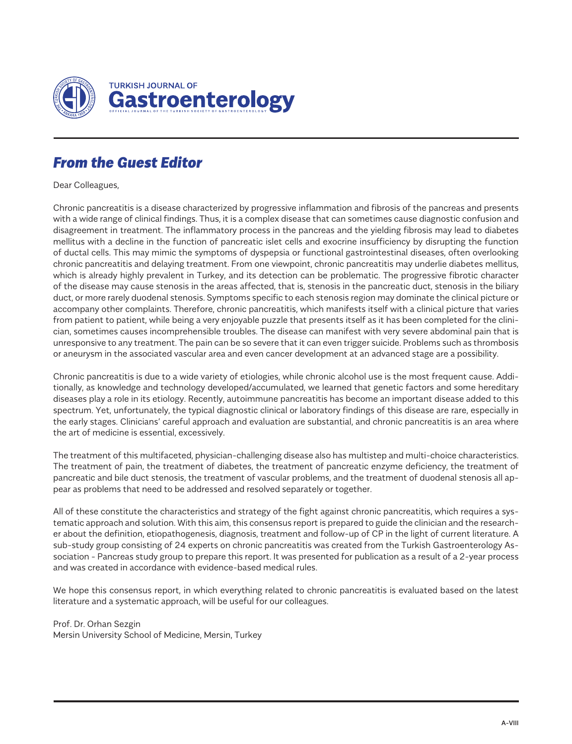# From the Guest Editor

Dear Colleagues,

Chronic pancreatitis is a disease characterized by progressive inflammation and fibrosis of the pancreas and presents with a wide range of clinical findings. Thus, it is a complex disease that can sometimes cause diagnostic confusion and disagreement in treatment. The inflammatory process in the pancreas and the yielding fibrosis may lead to diabetes mellitus with a decline in the function of pancreatic islet cells and exocrine insufficiency by disrupting the function of ductal cells. This may mimic the symptoms of dyspepsia or functional gastrointestinal diseases, often overlooking chronic pancreatitis and delaying treatment. From one viewpoint, chronic pancreatitis may underlie diabetes mellitus, which is already highly prevalent in Turkey, and its detection can be problematic. The progressive fibrotic character of the disease may cause stenosis in the areas affected, that is, stenosis in the pancreatic duct, stenosis in the biliary duct, or more rarely duodenal stenosis. Symptoms specific to each stenosis region may dominate the clinical picture or accompany other complaints. Therefore, chronic pancreatitis, which manifests itself with a clinical picture that varies from patient to patient, while being a very enjoyable puzzle that presents itself as it has been completed for the clinician, sometimes causes incomprehensible troubles. The disease can manifest with very severe abdominal pain that is unresponsive to any treatment. The pain can be so severe that it can even trigger suicide. Problems such as thrombosis or aneurysm in the associated vascular area and even cancer development at an advanced stage are a possibility.

Chronic pancreatitis is due to a wide variety of etiologies, while chronic alcohol use is the most frequent cause. Additionally, as knowledge and technology developed/accumulated, we learned that genetic factors and some hereditary diseases play a role in its etiology. Recently, autoimmune pancreatitis has become an important disease added to this spectrum. Yet, unfortunately, the typical diagnostic clinical or laboratory findings of this disease are rare, especially in the early stages. Clinicians' careful approach and evaluation are substantial, and chronic pancreatitis is an area where the art of medicine is essential, excessively.

The treatment of this multifaceted, physician-challenging disease also has multistep and multi-choice characteristics. The treatment of pain, the treatment of diabetes, the treatment of pancreatic enzyme deficiency, the treatment of pancreatic and bile duct stenosis, the treatment of vascular problems, and the treatment of duodenal stenosis all appear as problems that need to be addressed and resolved separately or together.

All of these constitute the characteristics and strategy of the fight against chronic pancreatitis, which requires a systematic approach and solution. With this aim, this consensus report is prepared to guide the clinician and the researcher about the definition, etiopathogenesis, diagnosis, treatment and follow-up of CP in the light of current literature. A sub-study group consisting of 24 experts on chronic pancreatitis was created from the Turkish Gastroenterology Association - Pancreas study group to prepare this report. It was presented for publication as a result of a 2-year process and was created in accordance with evidence-based medical rules.

We hope this consensus report, in which everything related to chronic pancreatitis is evaluated based on the latest literature and a systematic approach, will be useful for our colleagues.

Prof. Dr. Orhan Sezgin
Mersin University School of Medicine, Mersin, Turkey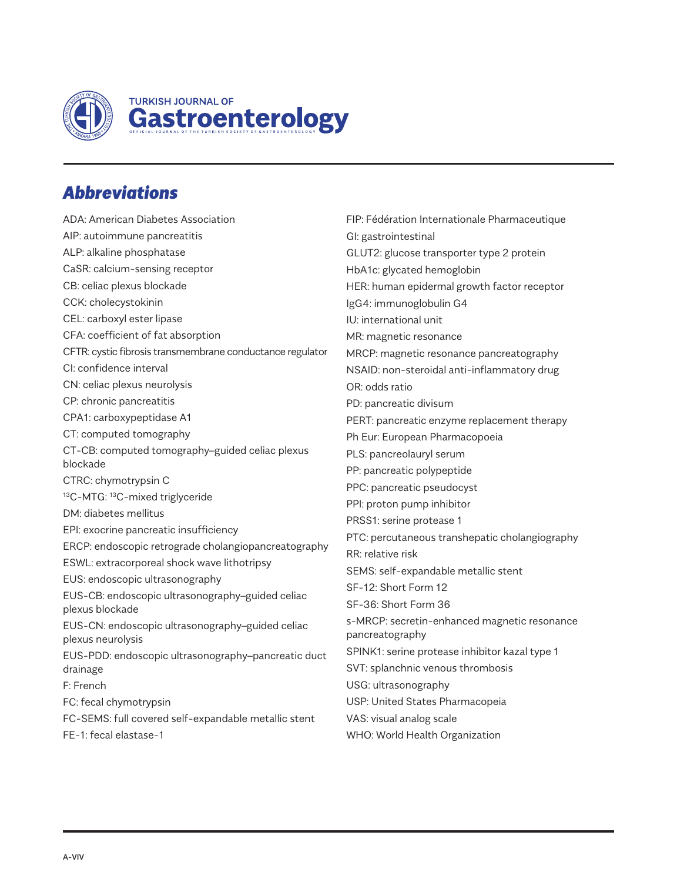## *Abbreviations*

ADA: American Diabetes Association
AIP: autoimmune pancreatitis
ALP: alkaline phosphatase
CaSR: calcium-sensing receptor
CB: celiac plexus blockade
CCK: cholecystokinin
CEL: carboxyl ester lipase
CFA: coefficient of fat absorption
CFTR: cystic fibrosis transmembrane conductance regulator
CI: confidence interval
CN: celiac plexus neurolysis
CP: chronic pancreatitis
CPA1: carboxypeptidase A1
CT: computed tomography
CT-CB: computed tomography–guided celiac plexus blockade
CTRC: chymotrypsin C
$^{13}$C-MTG: $^{13}$C-mixed triglyceride
DM: diabetes mellitus
EPI: exocrine pancreatic insufficiency
ERCP: endoscopic retrograde cholangiopancreatography
ESWL: extracorporeal shock wave lithotripsy
EUS: endoscopic ultrasonography
EUS-CB: endoscopic ultrasonography–guided celiac plexus blockade
EUS-CN: endoscopic ultrasonography–guided celiac plexus neurolysis
EUS-PDD: endoscopic ultrasonography–pancreatic duct drainage
F: French
FC: fecal chymotrypsin
FC-SEMS: full covered self-expandable metallic stent
FE-1: fecal elastase-1
FIP: Fédération Internationale Pharmaceutique
GI: gastrointestinal
GLUT2: glucose transporter type 2 protein
HbA1c: glycated hemoglobin
HER: human epidermal growth factor receptor
IgG4: immunoglobulin G4
IU: international unit
MR: magnetic resonance
MRCP: magnetic resonance pancreatography
NSAID: non-steroidal anti-inflammatory drug
OR: odds ratio
PD: pancreatic divisum
PERT: pancreatic enzyme replacement therapy
Ph Eur: European Pharmacopoeia
PLS: pancreolauryl serum
PP: pancreatic polypeptide
PPC: pancreatic pseudocyst
PPI: proton pump inhibitor
PRSS1: serine protease 1
PTC: percutaneous transhepatic cholangiography
RR: relative risk
SEMS: self-expandable metallic stent
SF-12: Short Form 12
SF-36: Short Form 36
s-MRCP: secretin-enhanced magnetic resonance pancreatography
SPINK1: serine protease inhibitor kazal type 1
SVT: splanchnic venous thrombosis
USG: ultrasonography
USP: United States Pharmacopeia
VAS: visual analog scale
WHO: World Health Organization